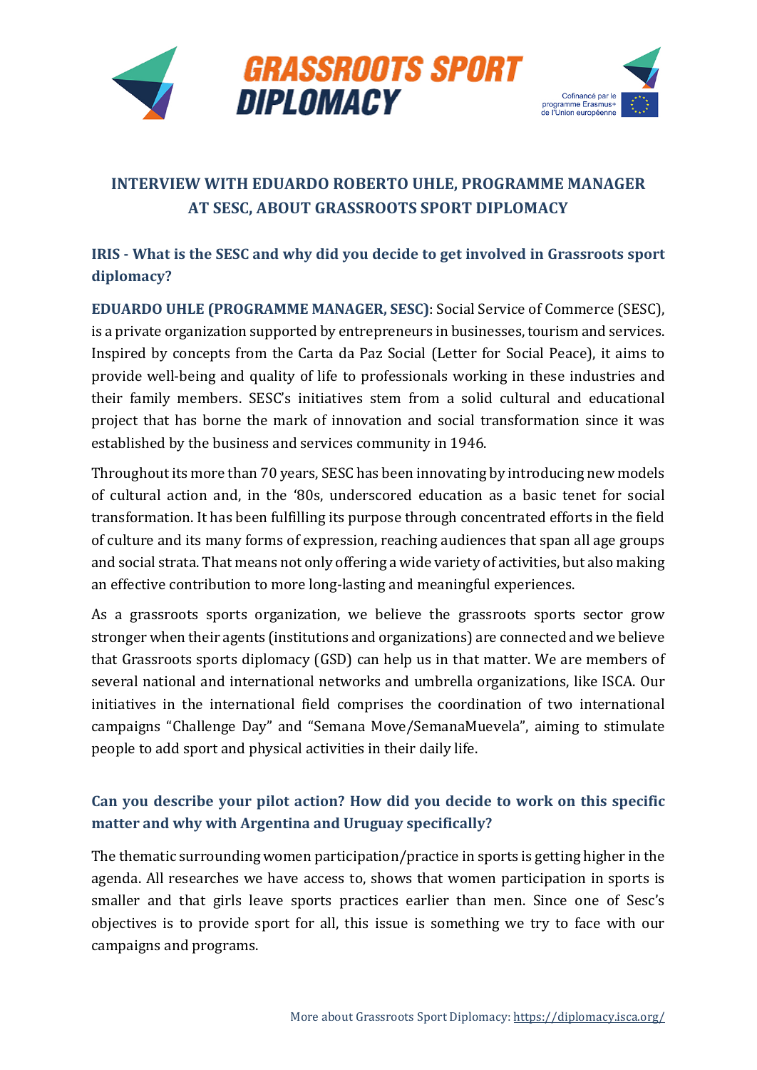# INTERVIEW WITH EDUARDO ROBERTO UHLE, PROGRAMME MANAGER AT SESC, ABOUT GRASSROOTS SPORT DIPLOMACY

### IRIS - What is the SESC and why did you decide to get involved in Grassroots sport diplomacy?

**EDUARDO UHLE (PROGRAMME MANAGER, SESC)**: Social Service of Commerce (SESC), is a private organization supported by entrepreneurs in businesses, tourism and services. Inspired by concepts from the Carta da Paz Social (Letter for Social Peace), it aims to provide well-being and quality of life to professionals working in these industries and their family members. SESC's initiatives stem from a solid cultural and educational project that has borne the mark of innovation and social transformation since it was established by the business and services community in 1946.

Throughout its more than 70 years, SESC has been innovating by introducing new models of cultural action and, in the '80s, underscored education as a basic tenet for social transformation. It has been fulfilling its purpose through concentrated efforts in the field of culture and its many forms of expression, reaching audiences that span all age groups and social strata. That means not only offering a wide variety of activities, but also making an effective contribution to more long-lasting and meaningful experiences.

As a grassroots sports organization, we believe the grassroots sports sector grow stronger when their agents (institutions and organizations) are connected and we believe that Grassroots sports diplomacy (GSD) can help us in that matter. We are members of several national and international networks and umbrella organizations, like ISCA. Our initiatives in the international field comprises the coordination of two international campaigns "Challenge Day" and "Semana Move/SemanaMuevela", aiming to stimulate people to add sport and physical activities in their daily life.

### Can you describe your pilot action? How did you decide to work on this specific matter and why with Argentina and Uruguay specifically?

The thematic surrounding women participation/practice in sports is getting higher in the agenda. All researches we have access to, shows that women participation in sports is smaller and that girls leave sports practices earlier than men. Since one of Sesc's objectives is to provide sport for all, this issue is something we try to face with our campaigns and programs.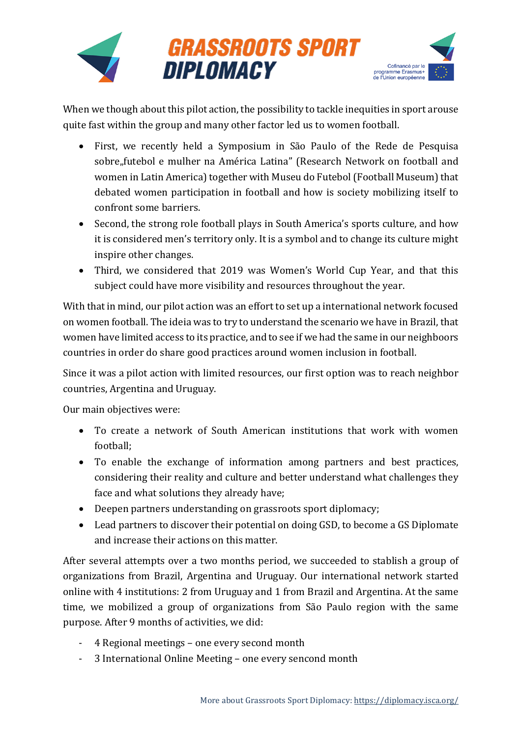When we though about this pilot action, the possibility to tackle inequities in sport arouse quite fast within the group and many other factor led us to women football.

- First, we recently held a Symposium in São Paulo of the Rede de Pesquisa sobre„futebol e mulher na América Latina" (Research Network on football and women in Latin America) together with Museu do Futebol (Football Museum) that debated women participation in football and how is society mobilizing itself to confront some barriers.
- Second, the strong role football plays in South America's sports culture, and how it is considered men's territory only. It is a symbol and to change its culture might inspire other changes.
- Third, we considered that 2019 was Women's World Cup Year, and that this subject could have more visibility and resources throughout the year.

With that in mind, our pilot action was an effort to set up a international network focused on women football. The ideia was to try to understand the scenario we have in Brazil, that women have limited access to its practice, and to see if we had the same in our neighboors countries in order do share good practices around women inclusion in football.

Since it was a pilot action with limited resources, our first option was to reach neighbor countries, Argentina and Uruguay.

Our main objectives were:

- To create a network of South American institutions that work with women football;
- To enable the exchange of information among partners and best practices, considering their reality and culture and better understand what challenges they face and what solutions they already have;
- Deepen partners understanding on grassroots sport diplomacy;
- Lead partners to discover their potential on doing GSD, to become a GS Diplomate and increase their actions on this matter.

After several attempts over a two months period, we succeeded to stablish a group of organizations from Brazil, Argentina and Uruguay. Our international network started online with 4 institutions: 2 from Uruguay and 1 from Brazil and Argentina. At the same time, we mobilized a group of organizations from São Paulo region with the same purpose. After 9 months of activities, we did:

- 4 Regional meetings – one every second month
- 3 International Online Meeting – one every sencond month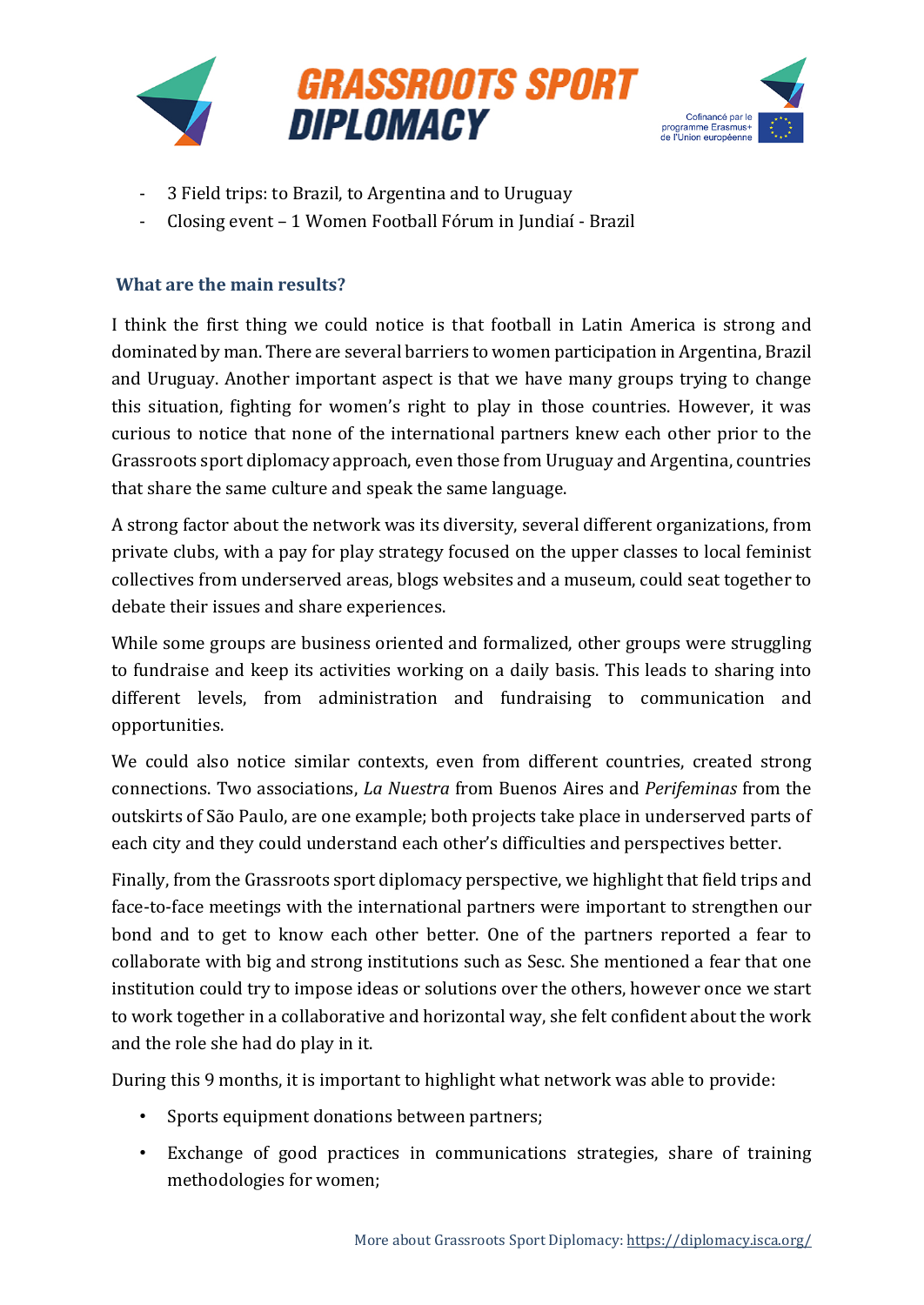- 3 Field trips: to Brazil, to Argentina and to Uruguay
- Closing event – 1 Women Football Fórum in Jundiaí - Brazil

### What are the main results?

I think the first thing we could notice is that football in Latin America is strong and dominated by man. There are several barriers to women participation in Argentina, Brazil and Uruguay. Another important aspect is that we have many groups trying to change this situation, fighting for women's right to play in those countries. However, it was curious to notice that none of the international partners knew each other prior to the Grassroots sport diplomacy approach, even those from Uruguay and Argentina, countries that share the same culture and speak the same language.

A strong factor about the network was its diversity, several different organizations, from private clubs, with a pay for play strategy focused on the upper classes to local feminist collectives from underserved areas, blogs websites and a museum, could seat together to debate their issues and share experiences.

While some groups are business oriented and formalized, other groups were struggling to fundraise and keep its activities working on a daily basis. This leads to sharing into different levels, from administration and fundraising to communication and opportunities.

We could also notice similar contexts, even from different countries, created strong connections. Two associations, *La Nuestra* from Buenos Aires and *Perifeminas* from the outskirts of São Paulo, are one example; both projects take place in underserved parts of each city and they could understand each other's difficulties and perspectives better.

Finally, from the Grassroots sport diplomacy perspective, we highlight that field trips and face-to-face meetings with the international partners were important to strengthen our bond and to get to know each other better. One of the partners reported a fear to collaborate with big and strong institutions such as Sesc. She mentioned a fear that one institution could try to impose ideas or solutions over the others, however once we start to work together in a collaborative and horizontal way, she felt confident about the work and the role she had do play in it.

During this 9 months, it is important to highlight what network was able to provide:

- Sports equipment donations between partners;
- Exchange of good practices in communications strategies, share of training methodologies for women;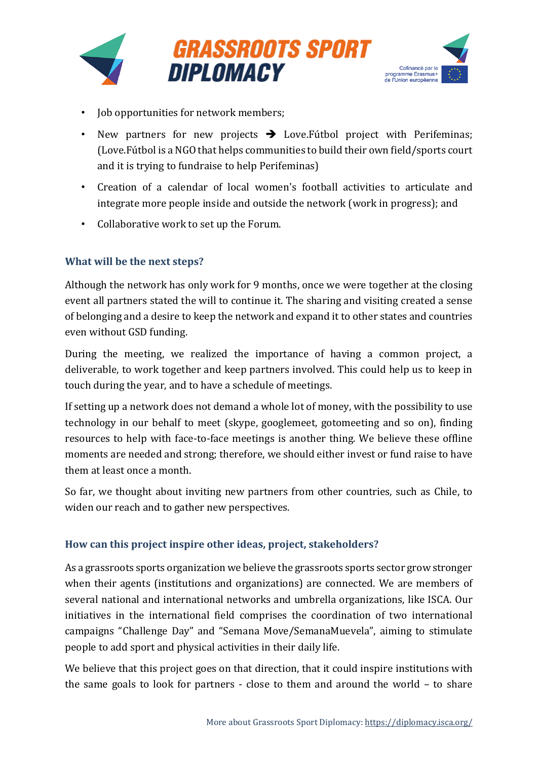- Job opportunities for network members;
- New partners for new projects ➔ Love.Fútbol project with Perifeminas; (Love.Fútbol is a NGO that helps communities to build their own field/sports court and it is trying to fundraise to help Perifeminas)
- Creation of a calendar of local women's football activities to articulate and integrate more people inside and outside the network (work in progress); and
- Collaborative work to set up the Forum.

### What will be the next steps?

Although the network has only work for 9 months, once we were together at the closing event all partners stated the will to continue it. The sharing and visiting created a sense of belonging and a desire to keep the network and expand it to other states and countries even without GSD funding.

During the meeting, we realized the importance of having a common project, a deliverable, to work together and keep partners involved. This could help us to keep in touch during the year, and to have a schedule of meetings.

If setting up a network does not demand a whole lot of money, with the possibility to use technology in our behalf to meet (skype, googlemeet, gotomeeting and so on), finding resources to help with face-to-face meetings is another thing. We believe these offline moments are needed and strong; therefore, we should either invest or fund raise to have them at least once a month.

So far, we thought about inviting new partners from other countries, such as Chile, to widen our reach and to gather new perspectives.

### How can this project inspire other ideas, project, stakeholders?

As a grassroots sports organization we believe the grassroots sports sector grow stronger when their agents (institutions and organizations) are connected. We are members of several national and international networks and umbrella organizations, like ISCA. Our initiatives in the international field comprises the coordination of two international campaigns "Challenge Day" and "Semana Move/SemanaMuevela", aiming to stimulate people to add sport and physical activities in their daily life.

We believe that this project goes on that direction, that it could inspire institutions with the same goals to look for partners - close to them and around the world – to share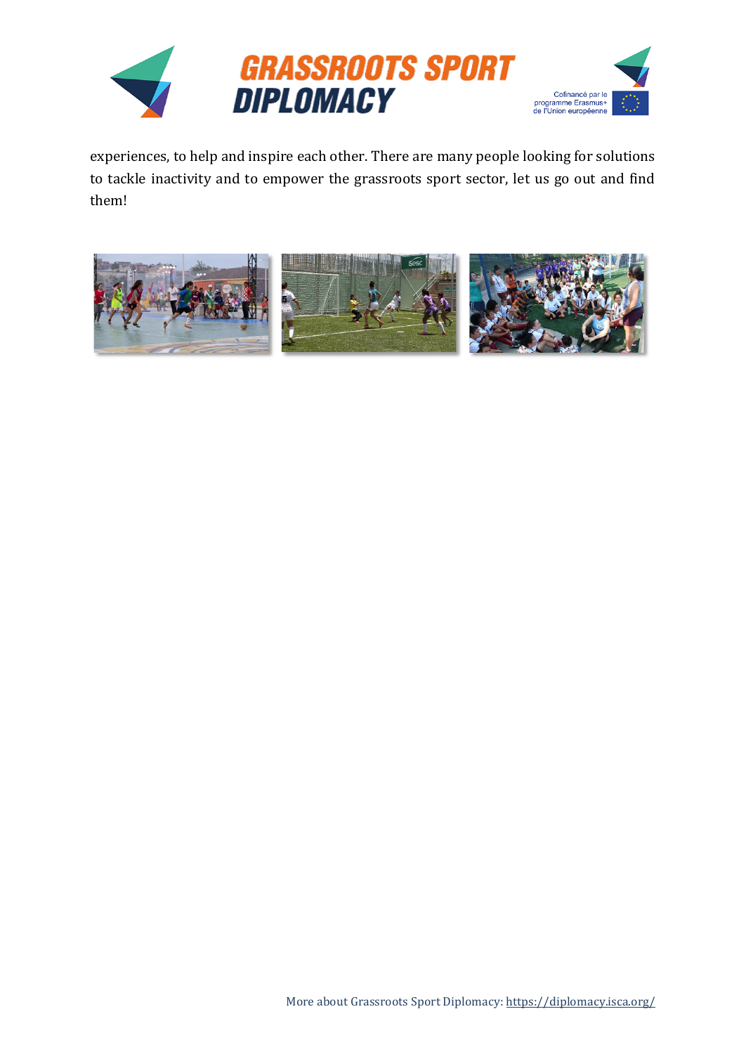experiences, to help and inspire each other. There are many people looking for solutions to tackle inactivity and to empower the grassroots sport sector, let us go out and find them!